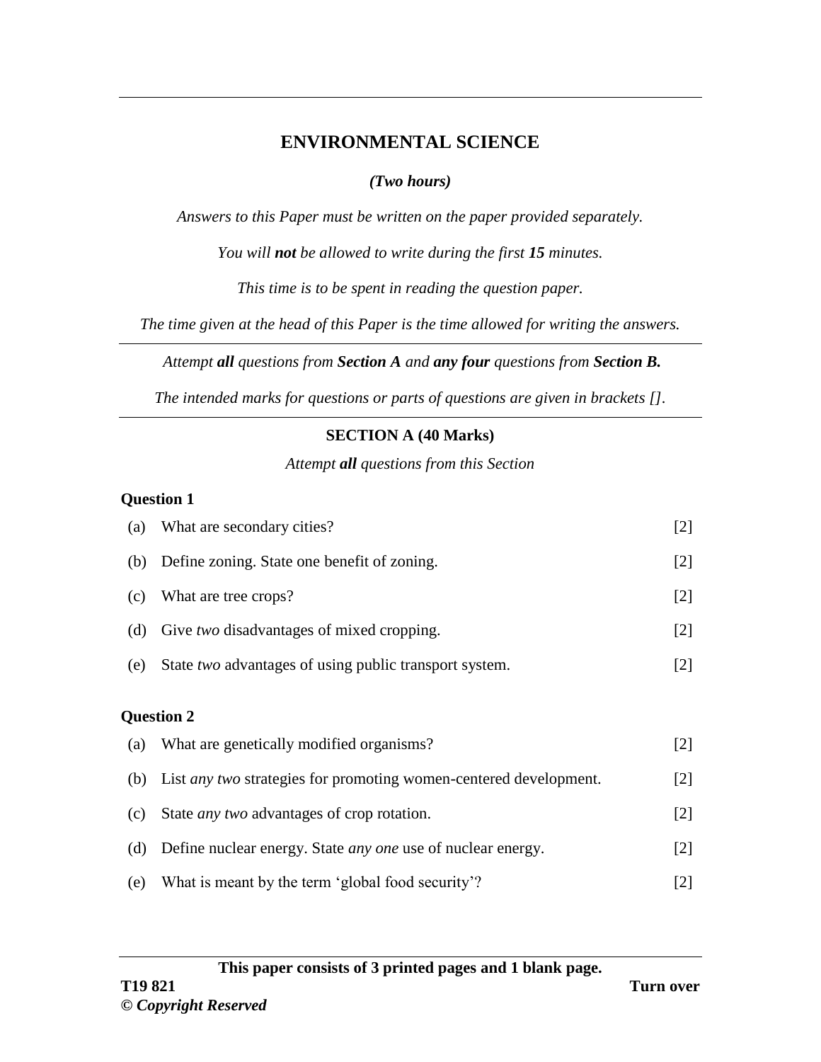# ENVIRONMENTAL SCIENCE

*(Two hours)*

*Answers to this Paper must be written on the paper provided separately.*

*You will **not** be allowed to write during the first **15** minutes.*

*This time is to be spent in reading the question paper.*

*The time given at the head of this Paper is the time allowed for writing the answers.*

*Attempt **all** questions from **Section A** and **any four** questions from **Section B.***

*The intended marks for questions or parts of questions are given in brackets [].*

## SECTION A (40 Marks)

*Attempt **all** questions from this Section*

### Question 1

(a) What are secondary cities? [2]

(b) Define zoning. State one benefit of zoning. [2]

(c) What are tree crops? [2]

(d) Give *two* disadvantages of mixed cropping. [2]

(e) State *two* advantages of using public transport system. [2]

### Question 2

(a) What are genetically modified organisms? [2]

(b) List *any two* strategies for promoting women-centered development. [2]

(c) State *any two* advantages of crop rotation. [2]

(d) Define nuclear energy. State *any one* use of nuclear energy. [2]

(e) What is meant by the term 'global food security'? [2]

**This paper consists of 3 printed pages and 1 blank page.**

**T19 821**

**© *Copyright Reserved***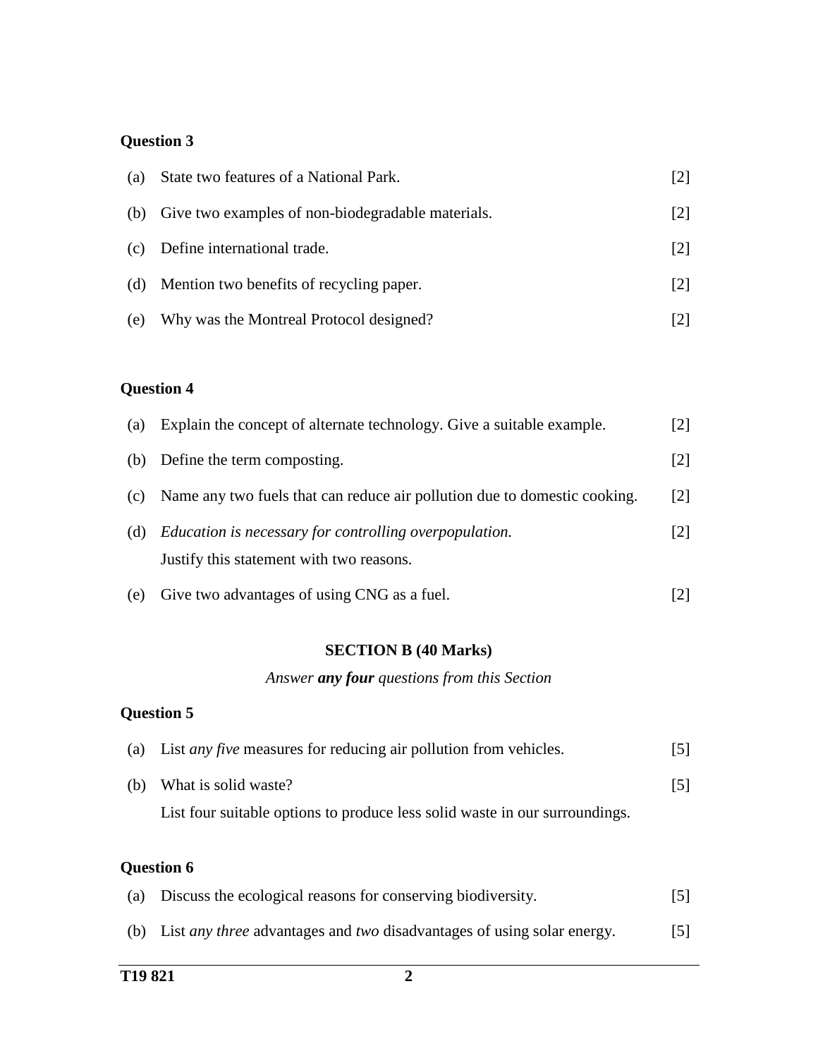### Question 3

(a) State two features of a National Park. [2]

(b) Give two examples of non-biodegradable materials. [2]

(c) Define international trade. [2]

(d) Mention two benefits of recycling paper. [2]

(e) Why was the Montreal Protocol designed? [2]

### Question 4

(a) Explain the concept of alternate technology. Give a suitable example. [2]

(b) Define the term composting. [2]

(c) Name any two fuels that can reduce air pollution due to domestic cooking. [2]

(d) *Education is necessary for controlling overpopulation.* [2]
Justify this statement with two reasons.

(e) Give two advantages of using CNG as a fuel. [2]

## SECTION B (40 Marks)

*Answer **any four** questions from this Section*

### Question 5

(a) List *any five* measures for reducing air pollution from vehicles. [5]

(b) What is solid waste? [5]
List four suitable options to produce less solid waste in our surroundings.

### Question 6

(a) Discuss the ecological reasons for conserving biodiversity. [5]

(b) List *any three* advantages and *two* disadvantages of using solar energy. [5]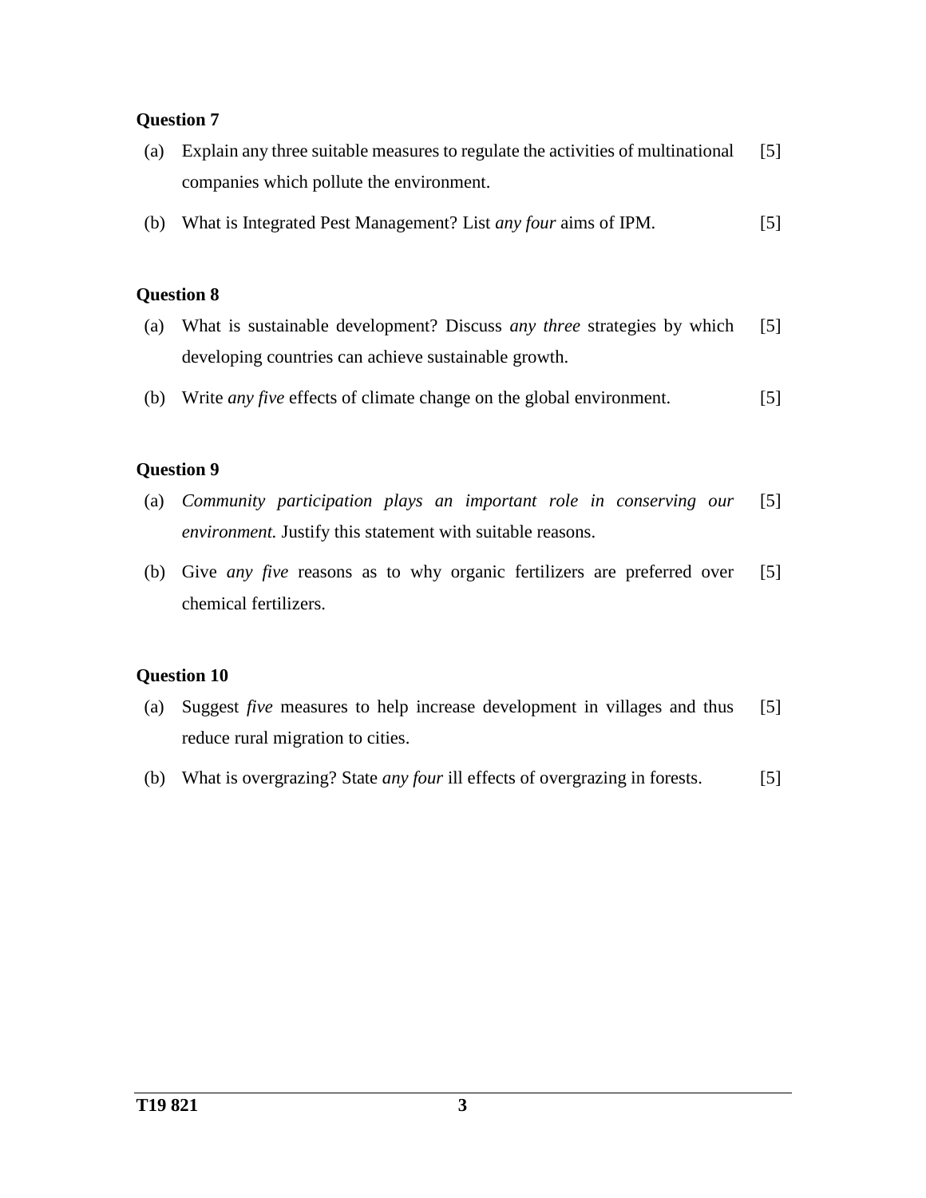**Question 7**

(a) Explain any three suitable measures to regulate the activities of multinational companies which pollute the environment. [5]

(b) What is Integrated Pest Management? List *any four* aims of IPM. [5]

**Question 8**

(a) What is sustainable development? Discuss *any three* strategies by which developing countries can achieve sustainable growth. [5]

(b) Write *any five* effects of climate change on the global environment. [5]

**Question 9**

(a) *Community participation plays an important role in conserving our environment.* Justify this statement with suitable reasons. [5]

(b) Give *any five* reasons as to why organic fertilizers are preferred over chemical fertilizers. [5]

**Question 10**

(a) Suggest *five* measures to help increase development in villages and thus reduce rural migration to cities. [5]

(b) What is overgrazing? State *any four* ill effects of overgrazing in forests. [5]